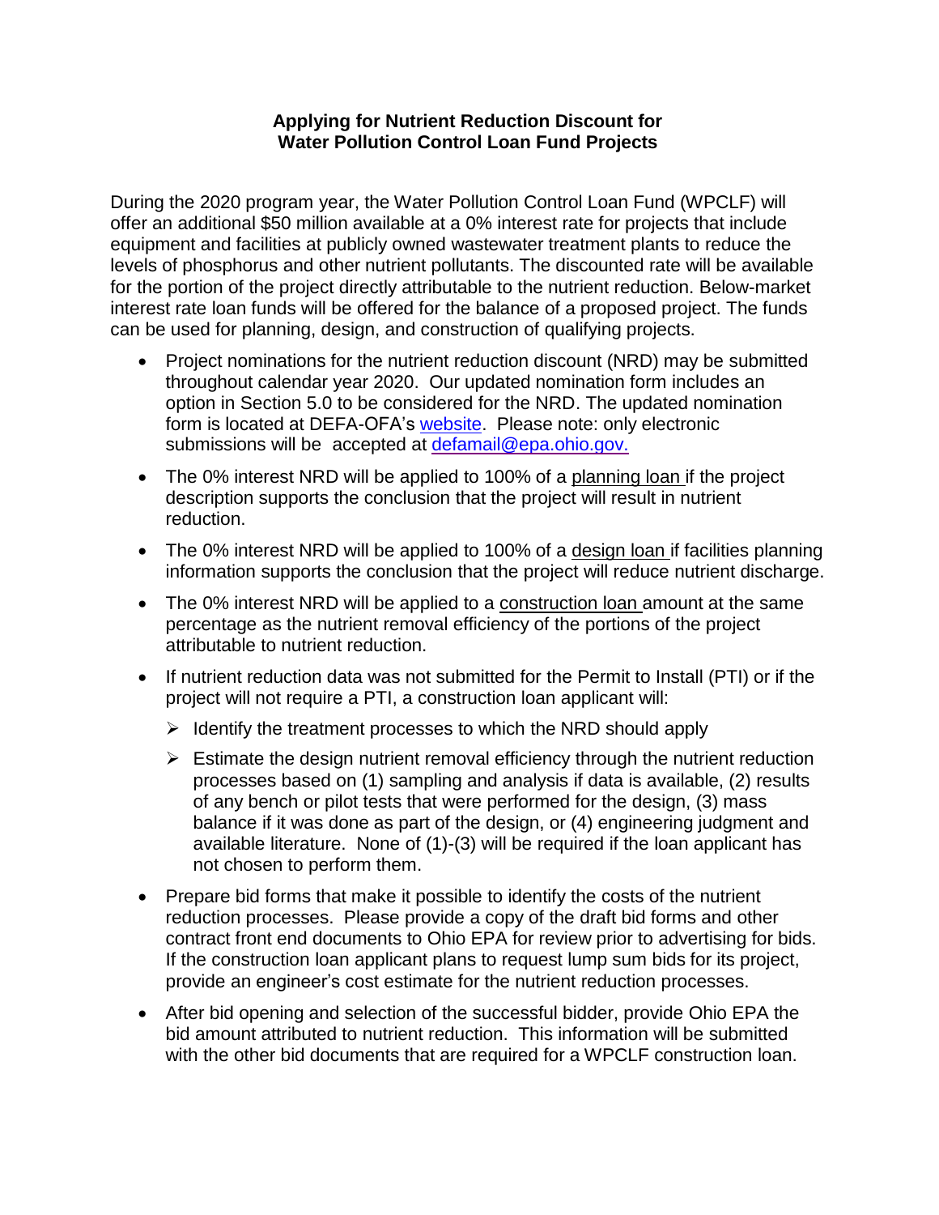# Applying for Nutrient Reduction Discount for Water Pollution Control Loan Fund Projects

During the 2020 program year, the Water Pollution Control Loan Fund (WPCLF) will offer an additional $50 million available at a 0% interest rate for projects that include equipment and facilities at publicly owned wastewater treatment plants to reduce the levels of phosphorus and other nutrient pollutants. The discounted rate will be available for the portion of the project directly attributable to the nutrient reduction. Below-market interest rate loan funds will be offered for the balance of a proposed project. The funds can be used for planning, design, and construction of qualifying projects.

- Project nominations for the nutrient reduction discount (NRD) may be submitted throughout calendar year 2020. Our updated nomination form includes an option in Section 5.0 to be considered for the NRD. The updated nomination form is located at DEFA-OFA's website. Please note: only electronic submissions will be accepted at defamail@epa.ohio.gov.
- The 0% interest NRD will be applied to 100% of a planning loan if the project description supports the conclusion that the project will result in nutrient reduction.
- The 0% interest NRD will be applied to 100% of a design loan if facilities planning information supports the conclusion that the project will reduce nutrient discharge.
- The 0% interest NRD will be applied to a construction loan amount at the same percentage as the nutrient removal efficiency of the portions of the project attributable to nutrient reduction.
- If nutrient reduction data was not submitted for the Permit to Install (PTI) or if the project will not require a PTI, a construction loan applicant will:
  - Identify the treatment processes to which the NRD should apply
  - Estimate the design nutrient removal efficiency through the nutrient reduction processes based on (1) sampling and analysis if data is available, (2) results of any bench or pilot tests that were performed for the design, (3) mass balance if it was done as part of the design, or (4) engineering judgment and available literature. None of (1)-(3) will be required if the loan applicant has not chosen to perform them.
- Prepare bid forms that make it possible to identify the costs of the nutrient reduction processes. Please provide a copy of the draft bid forms and other contract front end documents to Ohio EPA for review prior to advertising for bids. If the construction loan applicant plans to request lump sum bids for its project, provide an engineer's cost estimate for the nutrient reduction processes.
- After bid opening and selection of the successful bidder, provide Ohio EPA the bid amount attributed to nutrient reduction. This information will be submitted with the other bid documents that are required for a WPCLF construction loan.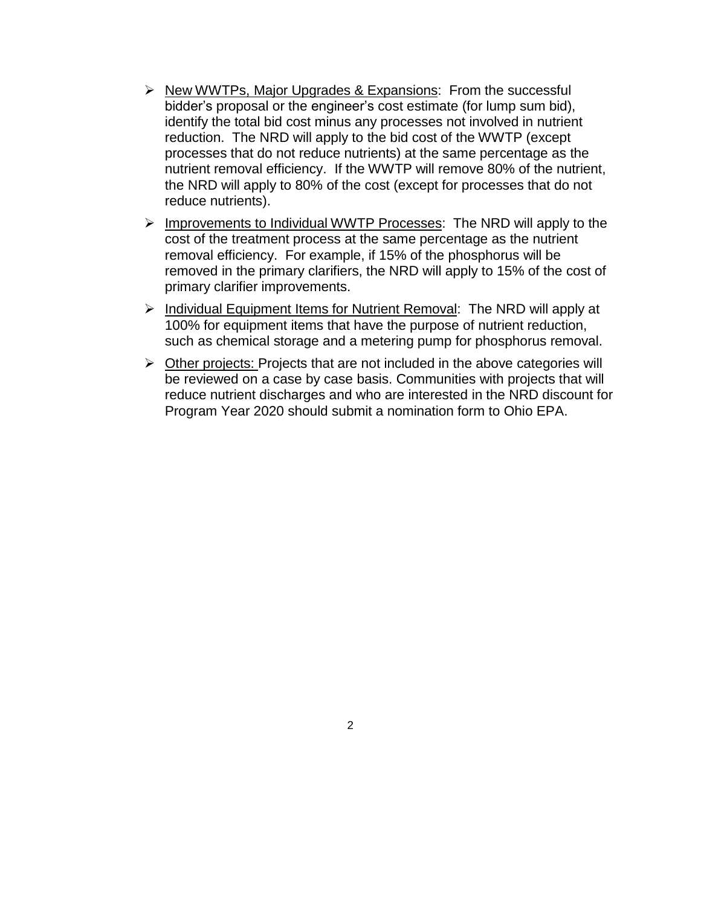- New WWTPs, Major Upgrades & Expansions: From the successful bidder's proposal or the engineer's cost estimate (for lump sum bid), identify the total bid cost minus any processes not involved in nutrient reduction. The NRD will apply to the bid cost of the WWTP (except processes that do not reduce nutrients) at the same percentage as the nutrient removal efficiency. If the WWTP will remove 80% of the nutrient, the NRD will apply to 80% of the cost (except for processes that do not reduce nutrients).
- Improvements to Individual WWTP Processes: The NRD will apply to the cost of the treatment process at the same percentage as the nutrient removal efficiency. For example, if 15% of the phosphorus will be removed in the primary clarifiers, the NRD will apply to 15% of the cost of primary clarifier improvements.
- Individual Equipment Items for Nutrient Removal: The NRD will apply at 100% for equipment items that have the purpose of nutrient reduction, such as chemical storage and a metering pump for phosphorus removal.
- Other projects: Projects that are not included in the above categories will be reviewed on a case by case basis. Communities with projects that will reduce nutrient discharges and who are interested in the NRD discount for Program Year 2020 should submit a nomination form to Ohio EPA.